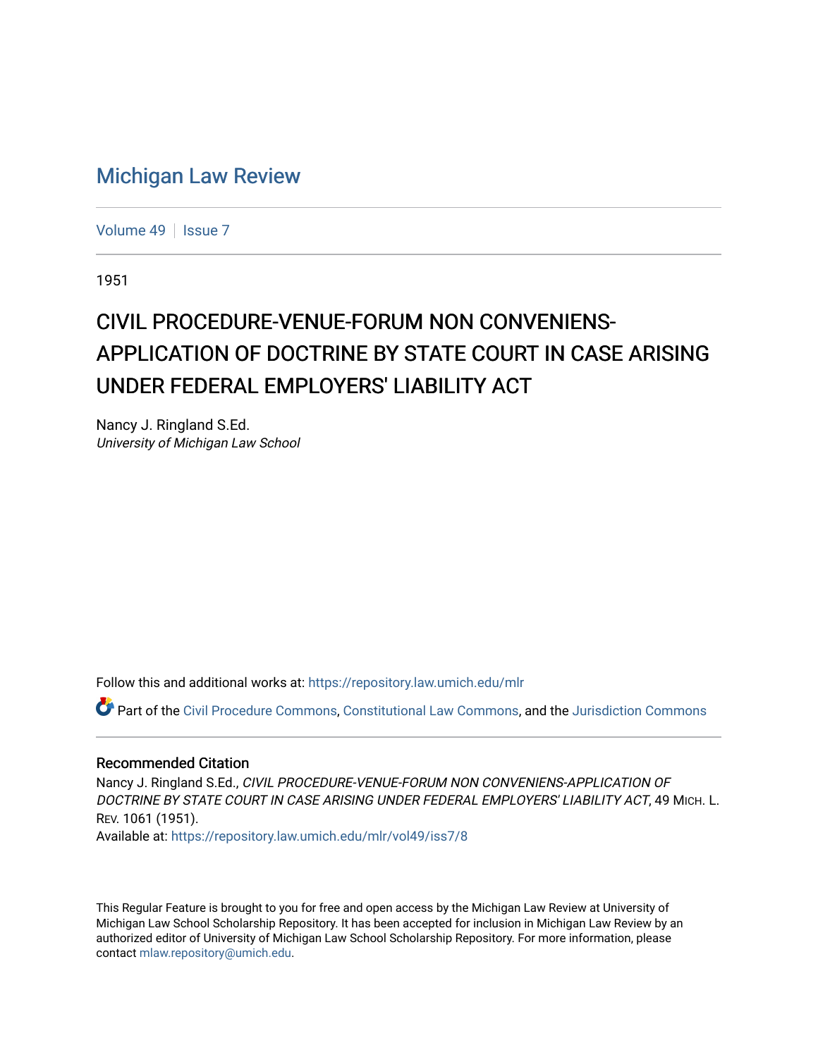# Michigan Law Review

Volume 49 | Issue 7

1951

# CIVIL PROCEDURE-VENUE-FORUM NON CONVENIENS-APPLICATION OF DOCTRINE BY STATE COURT IN CASE ARISING UNDER FEDERAL EMPLOYERS' LIABILITY ACT

Nancy J. Ringland S.Ed.
*University of Michigan Law School*

Follow this and additional works at: https://repository.law.umich.edu/mlr

Part of the Civil Procedure Commons, Constitutional Law Commons, and the Jurisdiction Commons

## Recommended Citation

Nancy J. Ringland S.Ed., *CIVIL PROCEDURE-VENUE-FORUM NON CONVENIENS-APPLICATION OF DOCTRINE BY STATE COURT IN CASE ARISING UNDER FEDERAL EMPLOYERS' LIABILITY ACT*, 49 MICH. L. REV. 1061 (1951).
Available at: https://repository.law.umich.edu/mlr/vol49/iss7/8

This Regular Feature is brought to you for free and open access by the Michigan Law Review at University of Michigan Law School Scholarship Repository. It has been accepted for inclusion in Michigan Law Review by an authorized editor of University of Michigan Law School Scholarship Repository. For more information, please contact mlaw.repository@umich.edu.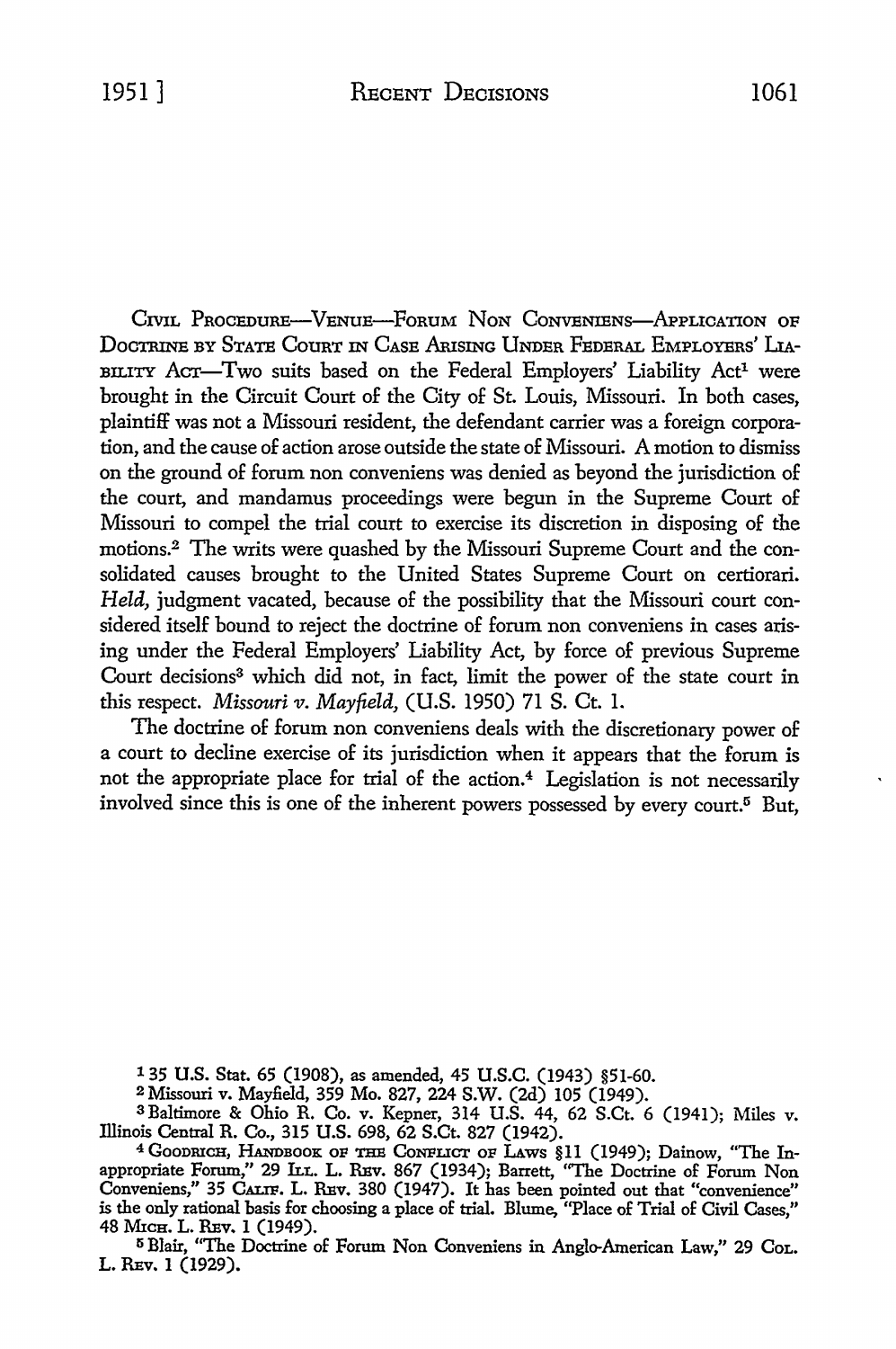CIVIL PROCEDURE—VENUE—FORUM NON CONVENIENS—APPLICATION OF DOCTRINE BY STATE COURT IN CASE ARISING UNDER FEDERAL EMPLOYERS' LIABILITY ACT—Two suits based on the Federal Employers' Liability Act[1] were brought in the Circuit Court of the City of St. Louis, Missouri. In both cases, plaintiff was not a Missouri resident, the defendant carrier was a foreign corporation, and the cause of action arose outside the state of Missouri. A motion to dismiss on the ground of forum non conveniens was denied as beyond the jurisdiction of the court, and mandamus proceedings were begun in the Supreme Court of Missouri to compel the trial court to exercise its discretion in disposing of the motions.[2] The writs were quashed by the Missouri Supreme Court and the consolidated causes brought to the United States Supreme Court on certiorari. *Held,* judgment vacated, because of the possibility that the Missouri court considered itself bound to reject the doctrine of forum non conveniens in cases arising under the Federal Employers' Liability Act, by force of previous Supreme Court decisions[3] which did not, in fact, limit the power of the state court in this respect. *Missouri v. Mayfield,* (U.S. 1950) 71 S. Ct. 1.

The doctrine of forum non conveniens deals with the discretionary power of a court to decline exercise of its jurisdiction when it appears that the forum is not the appropriate place for trial of the action.[4] Legislation is not necessarily involved since this is one of the inherent powers possessed by every court.[5] But,

---

[1] 35 U.S. Stat. 65 (1908), as amended, 45 U.S.C. (1943) §51-60.

[2] Missouri v. Mayfield, 359 Mo. 827, 224 S.W. (2d) 105 (1949).

[3] Baltimore & Ohio R. Co. v. Kepner, 314 U.S. 44, 62 S.Ct. 6 (1941); Miles v. Illinois Central R. Co., 315 U.S. 698, 62 S.Ct. 827 (1942).

[4] GOODRICH, HANDBOOK OF THE CONFLICT OF LAWS §11 (1949); Dainow, "The Inappropriate Forum," 29 ILL. L. REV. 867 (1934); Barrett, "The Doctrine of Forum Non Conveniens," 35 CALIF. L. REV. 380 (1947). It has been pointed out that "convenience" is the only rational basis for choosing a place of trial. Blume, "Place of Trial of Civil Cases," 48 MICH. L. REV. 1 (1949).

[5] Blair, "The Doctrine of Forum Non Conveniens in Anglo-American Law," 29 COL. L. REV. 1 (1929).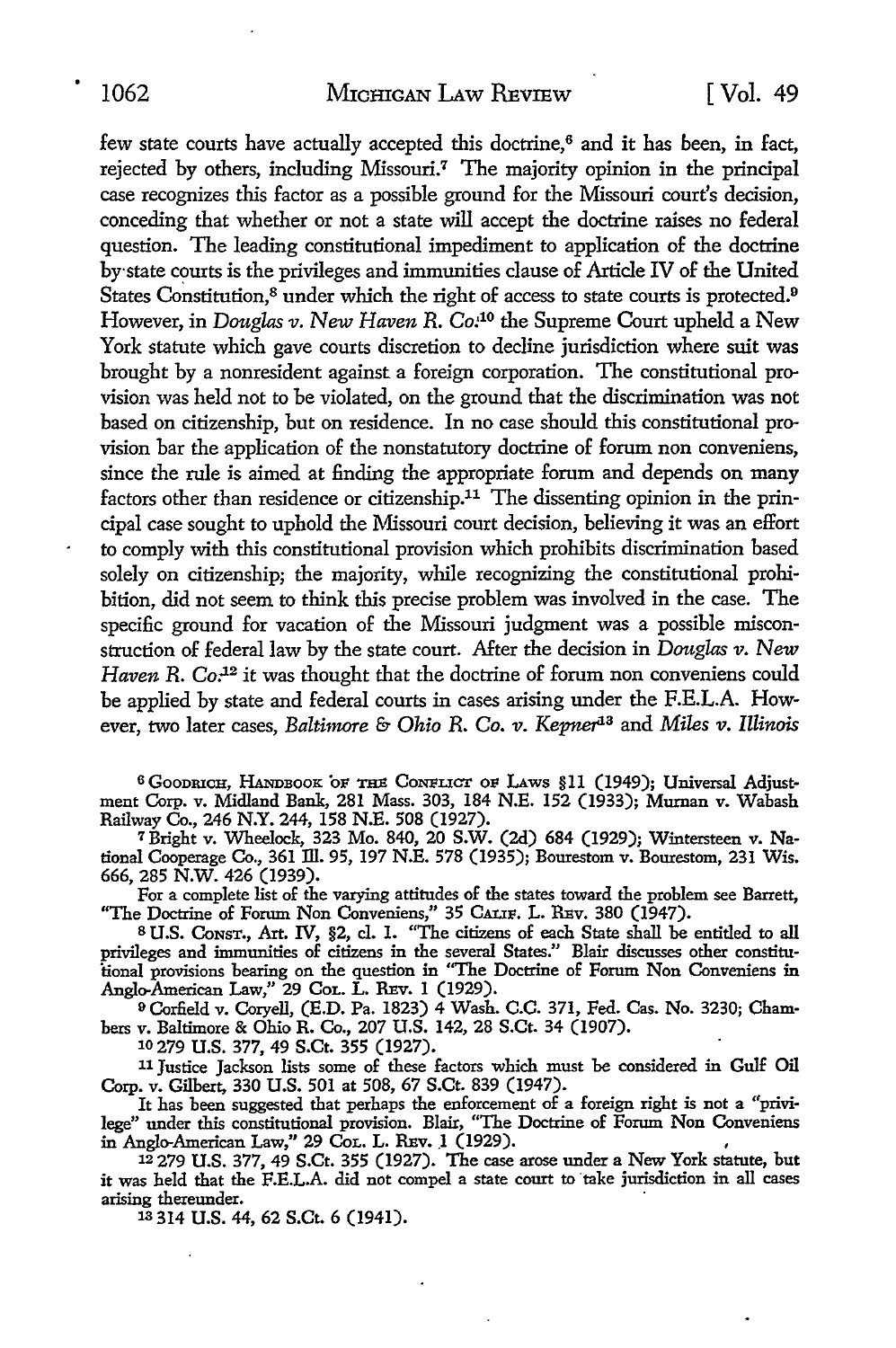few state courts have actually accepted this doctrine,[6] and it has been, in fact, rejected by others, including Missouri.[7] The majority opinion in the principal case recognizes this factor as a possible ground for the Missouri court's decision, conceding that whether or not a state will accept the doctrine raises no federal question. The leading constitutional impediment to application of the doctrine by state courts is the privileges and immunities clause of Article IV of the United States Constitution,[8] under which the right of access to state courts is protected.[9] However, in *Douglas v. New Haven R. Co.*[10] the Supreme Court upheld a New York statute which gave courts discretion to decline jurisdiction where suit was brought by a nonresident against a foreign corporation. The constitutional provision was held not to be violated, on the ground that the discrimination was not based on citizenship, but on residence. In no case should this constitutional provision bar the application of the nonstatutory doctrine of forum non conveniens, since the rule is aimed at finding the appropriate forum and depends on many factors other than residence or citizenship.[11] The dissenting opinion in the principal case sought to uphold the Missouri court decision, believing it was an effort to comply with this constitutional provision which prohibits discrimination based solely on citizenship; the majority, while recognizing the constitutional prohibition, did not seem to think this precise problem was involved in the case. The specific ground for vacation of the Missouri judgment was a possible misconstruction of federal law by the state court. After the decision in *Douglas v. New Haven R. Co.*[12] it was thought that the doctrine of forum non conveniens could be applied by state and federal courts in cases arising under the F.E.L.A. However, two later cases, *Baltimore & Ohio R. Co. v. Kepner*[13] and *Miles v. Illinois*

[6] GOODRICH, HANDBOOK OF THE CONFLICT OF LAWS §11 (1949); Universal Adjustment Corp. v. Midland Bank, 281 Mass. 303, 184 N.E. 152 (1933); Murnan v. Wabash Railway Co., 246 N.Y. 244, 158 N.E. 508 (1927).

[7] Bright v. Wheelock, 323 Mo. 840, 20 S.W. (2d) 684 (1929); Wintersteen v. National Cooperage Co., 361 Ill. 95, 197 N.E. 578 (1935); Bourestom v. Bourestom, 231 Wis. 666, 285 N.W. 426 (1939).

For a complete list of the varying attitudes of the states toward the problem see Barrett, "The Doctrine of Forum Non Conveniens," 35 CALIF. L. REV. 380 (1947).

[8] U.S. CONST., Art. IV, §2, cl. 1. "The citizens of each State shall be entitled to all privileges and immunities of citizens in the several States." Blair discusses other constitutional provisions bearing on the question in "The Doctrine of Forum Non Conveniens in Anglo-American Law," 29 COL. L. REV. 1 (1929).

[9] Corfield v. Coryell, (E.D. Pa. 1823) 4 Wash. C.C. 371, Fed. Cas. No. 3230; Chambers v. Baltimore & Ohio R. Co., 207 U.S. 142, 28 S.Ct. 34 (1907).

[10] 279 U.S. 377, 49 S.Ct. 355 (1927).

[11] Justice Jackson lists some of these factors which must be considered in Gulf Oil Corp. v. Gilbert, 330 U.S. 501 at 508, 67 S.Ct. 839 (1947).

It has been suggested that perhaps the enforcement of a foreign right is not a "privilege" under this constitutional provision. Blair, "The Doctrine of Forum Non Conveniens in Anglo-American Law," 29 COL. L. REV. 1 (1929).

[12] 279 U.S. 377, 49 S.Ct. 355 (1927). The case arose under a New York statute, but it was held that the F.E.L.A. did not compel a state court to take jurisdiction in all cases arising thereunder.

[13] 314 U.S. 44, 62 S.Ct. 6 (1941).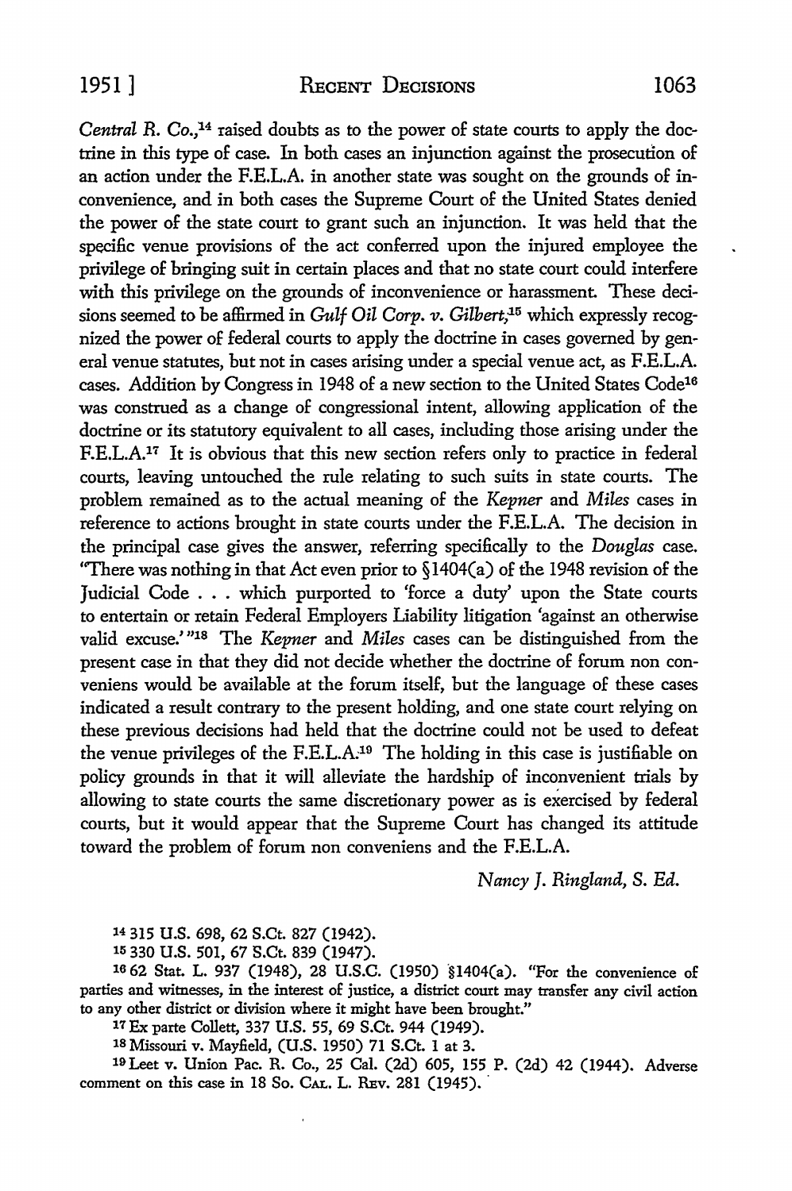*Central R. Co.*,[14] raised doubts as to the power of state courts to apply the doctrine in this type of case. In both cases an injunction against the prosecution of an action under the F.E.L.A. in another state was sought on the grounds of inconvenience, and in both cases the Supreme Court of the United States denied the power of the state court to grant such an injunction. It was held that the specific venue provisions of the act conferred upon the injured employee the privilege of bringing suit in certain places and that no state court could interfere with this privilege on the grounds of inconvenience or harassment. These decisions seemed to be affirmed in *Gulf Oil Corp. v. Gilbert*,[15] which expressly recognized the power of federal courts to apply the doctrine in cases governed by general venue statutes, but not in cases arising under a special venue act, as F.E.L.A. cases. Addition by Congress in 1948 of a new section to the United States Code[16] was construed as a change of congressional intent, allowing application of the doctrine or its statutory equivalent to all cases, including those arising under the F.E.L.A.[17] It is obvious that this new section refers only to practice in federal courts, leaving untouched the rule relating to such suits in state courts. The problem remained as to the actual meaning of the *Kepner* and *Miles* cases in reference to actions brought in state courts under the F.E.L.A. The decision in the principal case gives the answer, referring specifically to the *Douglas* case. "There was nothing in that Act even prior to §1404(a) of the 1948 revision of the Judicial Code . . . which purported to 'force a duty' upon the State courts to entertain or retain Federal Employers Liability litigation 'against an otherwise valid excuse.'"[18] The *Kepner* and *Miles* cases can be distinguished from the present case in that they did not decide whether the doctrine of forum non conveniens would be available at the forum itself, but the language of these cases indicated a result contrary to the present holding, and one state court relying on these previous decisions had held that the doctrine could not be used to defeat the venue privileges of the F.E.L.A.[19] The holding in this case is justifiable on policy grounds in that it will alleviate the hardship of inconvenient trials by allowing to state courts the same discretionary power as is exercised by federal courts, but it would appear that the Supreme Court has changed its attitude toward the problem of forum non conveniens and the F.E.L.A.

*Nancy J. Ringland, S. Ed.*

---

[14] 315 U.S. 698, 62 S.Ct. 827 (1942).

[15] 330 U.S. 501, 67 S.Ct. 839 (1947).

[16] 62 Stat. L. 937 (1948), 28 U.S.C. (1950) §1404(a). "For the convenience of parties and witnesses, in the interest of justice, a district court may transfer any civil action to any other district or division where it might have been brought."

[17] Ex parte Collett, 337 U.S. 55, 69 S.Ct. 944 (1949).

[18] Missouri v. Mayfield, (U.S. 1950) 71 S.Ct. 1 at 3.

[19] Leet v. Union Pac. R. Co., 25 Cal. (2d) 605, 155 P. (2d) 42 (1944). Adverse comment on this case in 18 So. Cal. L. Rev. 281 (1945).